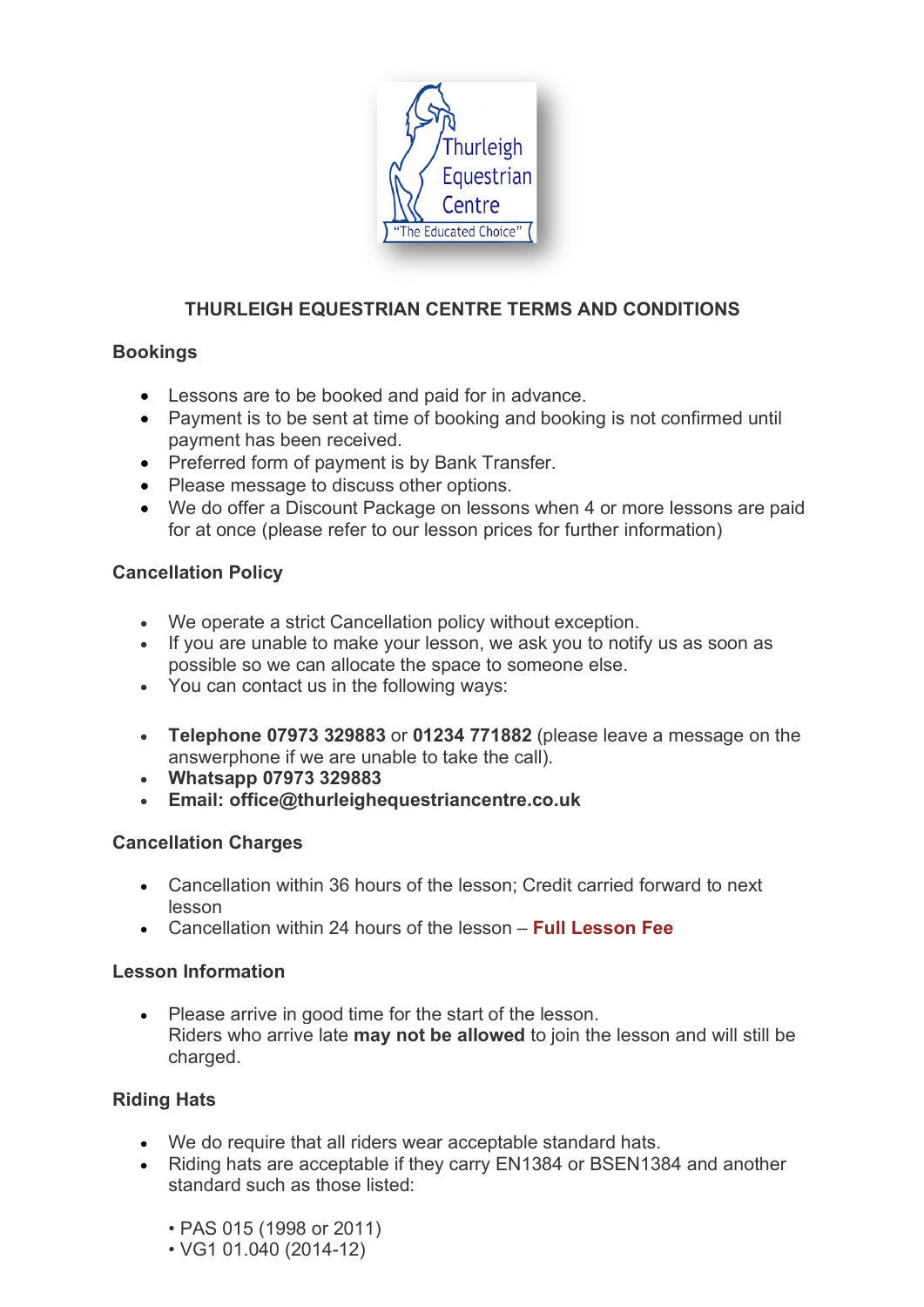# THURLEIGH EQUESTRIAN CENTRE TERMS AND CONDITIONS

## Bookings

- Lessons are to be booked and paid for in advance.
- Payment is to be sent at time of booking and booking is not confirmed until payment has been received.
- Preferred form of payment is by Bank Transfer.
- Please message to discuss other options.
- We do offer a Discount Package on lessons when 4 or more lessons are paid for at once (please refer to our lesson prices for further information)

## Cancellation Policy

- We operate a strict Cancellation policy without exception.
- If you are unable to make your lesson, we ask you to notify us as soon as possible so we can allocate the space to someone else.
- You can contact us in the following ways:

- **Telephone 07973 329883** or **01234 771882** (please leave a message on the answerphone if we are unable to take the call).
- **Whatsapp 07973 329883**
- **Email: office@thurleighequestriancentre.co.uk**

## Cancellation Charges

- Cancellation within 36 hours of the lesson; Credit carried forward to next lesson
- Cancellation within 24 hours of the lesson – **Full Lesson Fee**

## Lesson Information

- Please arrive in good time for the start of the lesson.
  Riders who arrive late **may not be allowed** to join the lesson and will still be charged.

## Riding Hats

- We do require that all riders wear acceptable standard hats.
- Riding hats are acceptable if they carry EN1384 or BSEN1384 and another standard such as those listed:

  • PAS 015 (1998 or 2011)
  • VG1 01.040 (2014-12)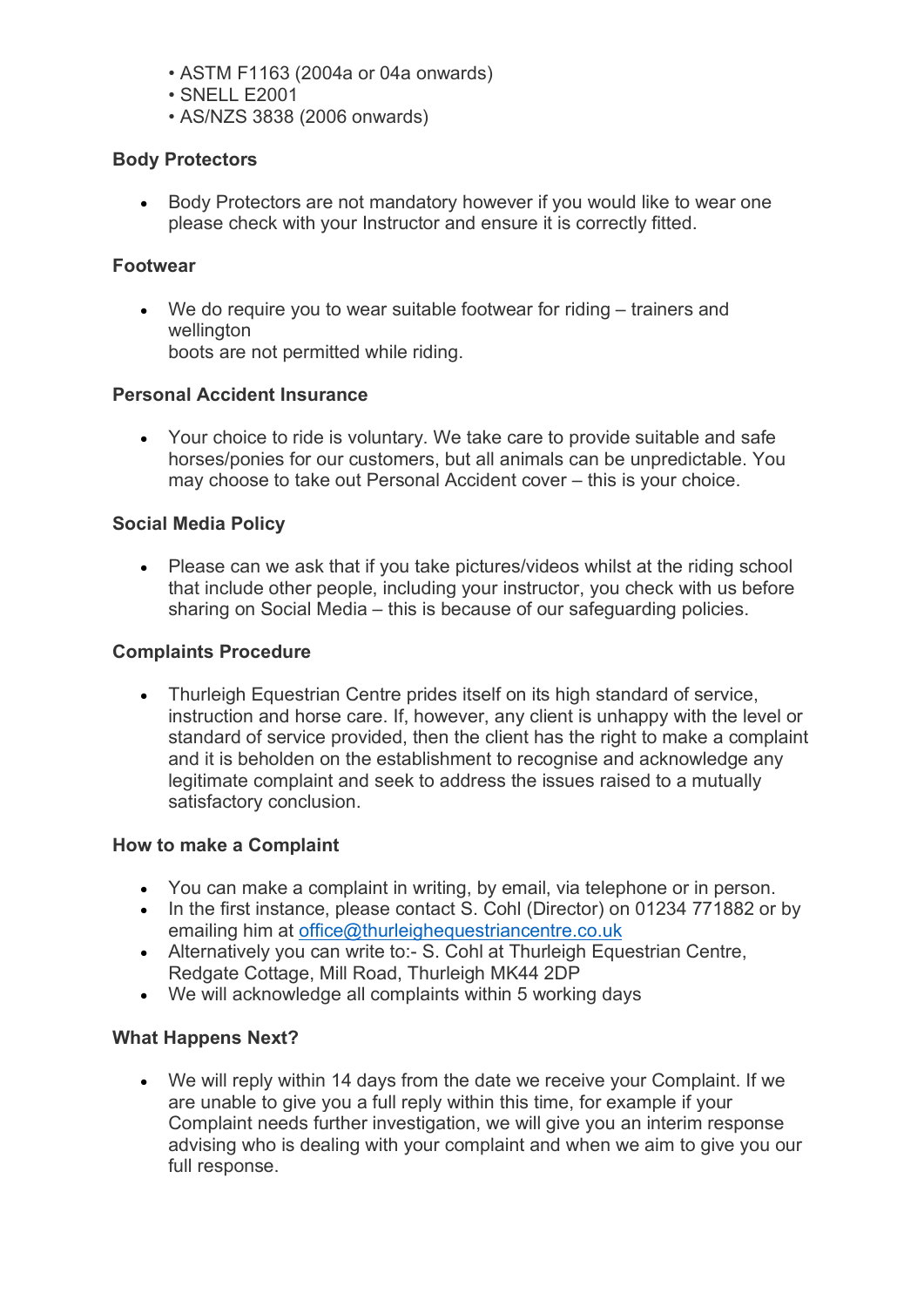- ASTM F1163 (2004a or 04a onwards)
- SNELL E2001
- AS/NZS 3838 (2006 onwards)

**Body Protectors**

- Body Protectors are not mandatory however if you would like to wear one please check with your Instructor and ensure it is correctly fitted.

**Footwear**

- We do require you to wear suitable footwear for riding – trainers and wellington boots are not permitted while riding.

**Personal Accident Insurance**

- Your choice to ride is voluntary. We take care to provide suitable and safe horses/ponies for our customers, but all animals can be unpredictable. You may choose to take out Personal Accident cover – this is your choice.

**Social Media Policy**

- Please can we ask that if you take pictures/videos whilst at the riding school that include other people, including your instructor, you check with us before sharing on Social Media – this is because of our safeguarding policies.

**Complaints Procedure**

- Thurleigh Equestrian Centre prides itself on its high standard of service, instruction and horse care. If, however, any client is unhappy with the level or standard of service provided, then the client has the right to make a complaint and it is beholden on the establishment to recognise and acknowledge any legitimate complaint and seek to address the issues raised to a mutually satisfactory conclusion.

**How to make a Complaint**

- You can make a complaint in writing, by email, via telephone or in person.
- In the first instance, please contact S. Cohl (Director) on 01234 771882 or by emailing him at office@thurleighequestriancentre.co.uk
- Alternatively you can write to:- S. Cohl at Thurleigh Equestrian Centre, Redgate Cottage, Mill Road, Thurleigh MK44 2DP
- We will acknowledge all complaints within 5 working days

**What Happens Next?**

- We will reply within 14 days from the date we receive your Complaint. If we are unable to give you a full reply within this time, for example if your Complaint needs further investigation, we will give you an interim response advising who is dealing with your complaint and when we aim to give you our full response.